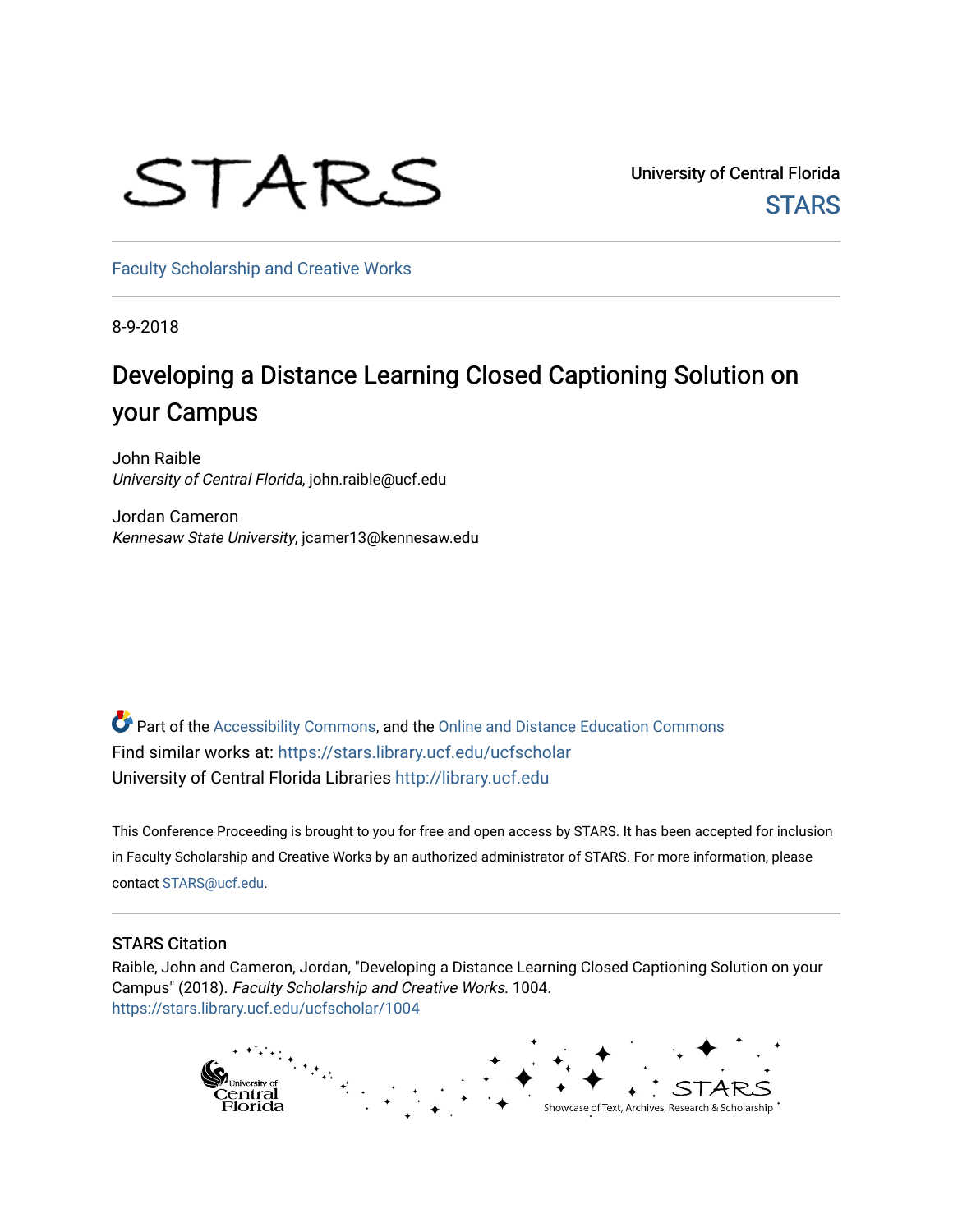STARS

University of Central Florida

STARS

Faculty Scholarship and Creative Works

8-9-2018

# Developing a Distance Learning Closed Captioning Solution on your Campus

John Raible
*University of Central Florida*, john.raible@ucf.edu

Jordan Cameron
*Kennesaw State University*, jcamer13@kennesaw.edu

Part of the Accessibility Commons, and the Online and Distance Education Commons
Find similar works at: https://stars.library.ucf.edu/ucfscholar
University of Central Florida Libraries http://library.ucf.edu

This Conference Proceeding is brought to you for free and open access by STARS. It has been accepted for inclusion in Faculty Scholarship and Creative Works by an authorized administrator of STARS. For more information, please contact STARS@ucf.edu.

## STARS Citation

Raible, John and Cameron, Jordan, "Developing a Distance Learning Closed Captioning Solution on your Campus" (2018). *Faculty Scholarship and Creative Works*. 1004.
https://stars.library.ucf.edu/ucfscholar/1004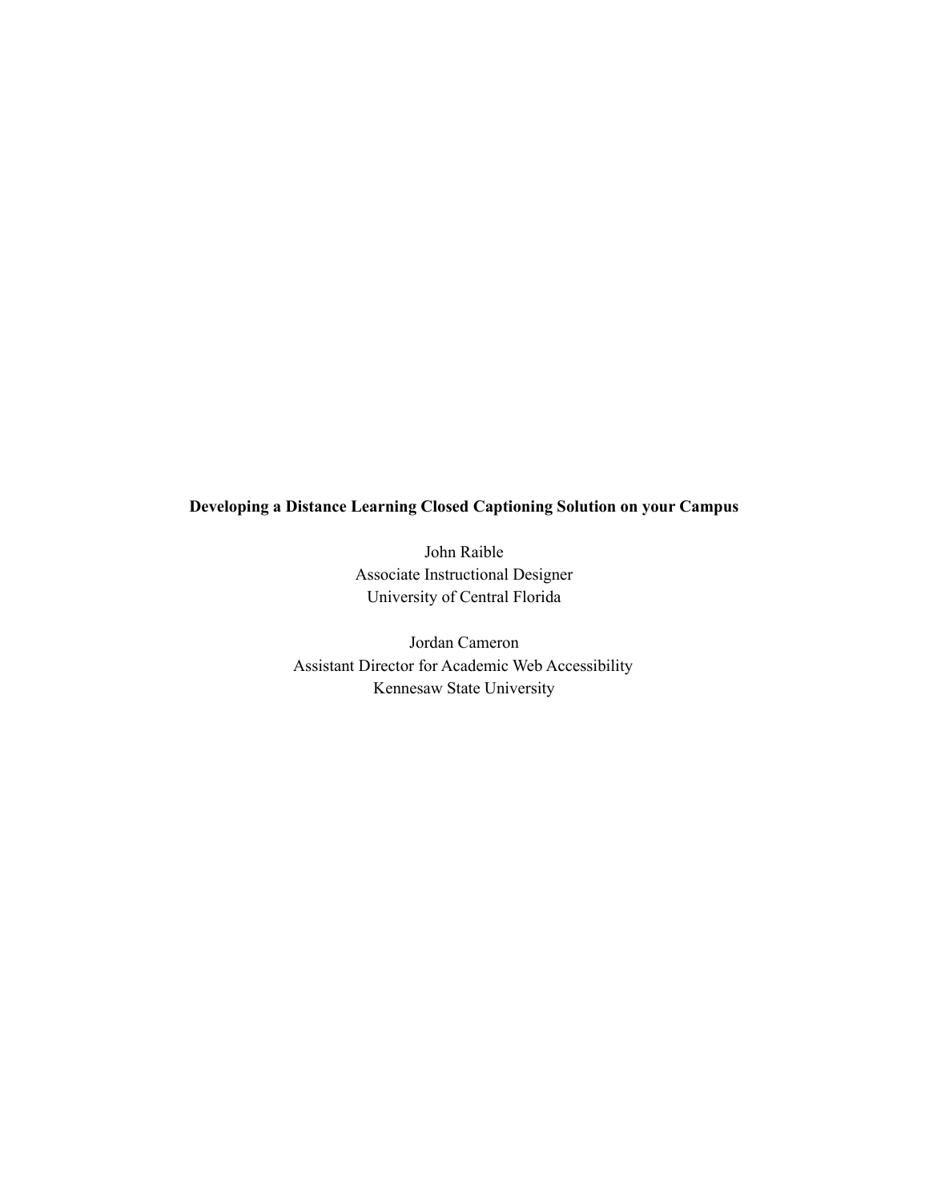**Developing a Distance Learning Closed Captioning Solution on your Campus**

John Raible
Associate Instructional Designer
University of Central Florida

Jordan Cameron
Assistant Director for Academic Web Accessibility
Kennesaw State University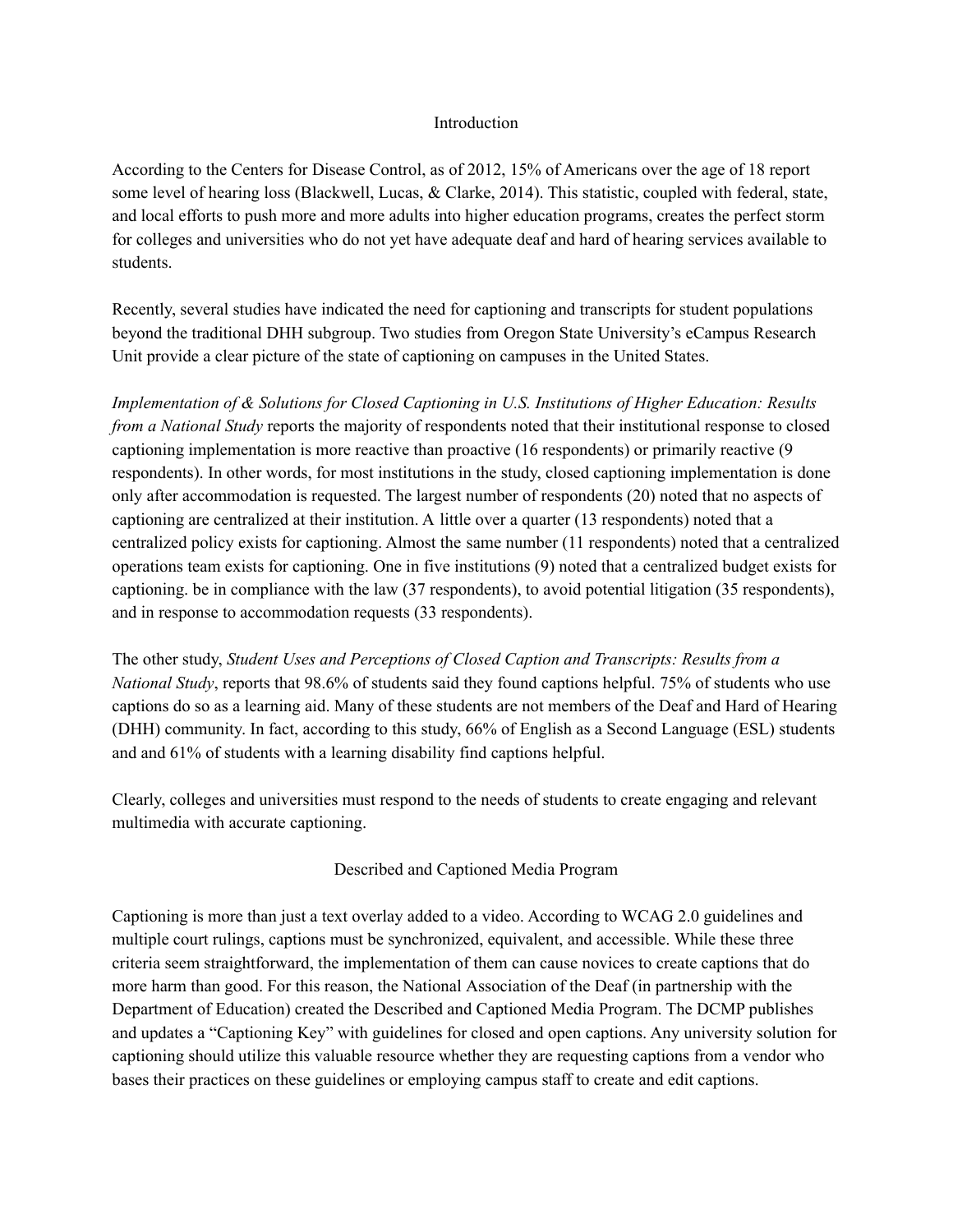## Introduction

According to the Centers for Disease Control, as of 2012, 15% of Americans over the age of 18 report some level of hearing loss (Blackwell, Lucas, & Clarke, 2014). This statistic, coupled with federal, state, and local efforts to push more and more adults into higher education programs, creates the perfect storm for colleges and universities who do not yet have adequate deaf and hard of hearing services available to students.

Recently, several studies have indicated the need for captioning and transcripts for student populations beyond the traditional DHH subgroup. Two studies from Oregon State University's eCampus Research Unit provide a clear picture of the state of captioning on campuses in the United States.

*Implementation of & Solutions for Closed Captioning in U.S. Institutions of Higher Education: Results from a National Study* reports the majority of respondents noted that their institutional response to closed captioning implementation is more reactive than proactive (16 respondents) or primarily reactive (9 respondents). In other words, for most institutions in the study, closed captioning implementation is done only after accommodation is requested. The largest number of respondents (20) noted that no aspects of captioning are centralized at their institution. A little over a quarter (13 respondents) noted that a centralized policy exists for captioning. Almost the same number (11 respondents) noted that a centralized operations team exists for captioning. One in five institutions (9) noted that a centralized budget exists for captioning. be in compliance with the law (37 respondents), to avoid potential litigation (35 respondents), and in response to accommodation requests (33 respondents).

The other study, *Student Uses and Perceptions of Closed Caption and Transcripts: Results from a National Study*, reports that 98.6% of students said they found captions helpful. 75% of students who use captions do so as a learning aid. Many of these students are not members of the Deaf and Hard of Hearing (DHH) community. In fact, according to this study, 66% of English as a Second Language (ESL) students and and 61% of students with a learning disability find captions helpful.

Clearly, colleges and universities must respond to the needs of students to create engaging and relevant multimedia with accurate captioning.

## Described and Captioned Media Program

Captioning is more than just a text overlay added to a video. According to WCAG 2.0 guidelines and multiple court rulings, captions must be synchronized, equivalent, and accessible. While these three criteria seem straightforward, the implementation of them can cause novices to create captions that do more harm than good. For this reason, the National Association of the Deaf (in partnership with the Department of Education) created the Described and Captioned Media Program. The DCMP publishes and updates a "Captioning Key" with guidelines for closed and open captions. Any university solution for captioning should utilize this valuable resource whether they are requesting captions from a vendor who bases their practices on these guidelines or employing campus staff to create and edit captions.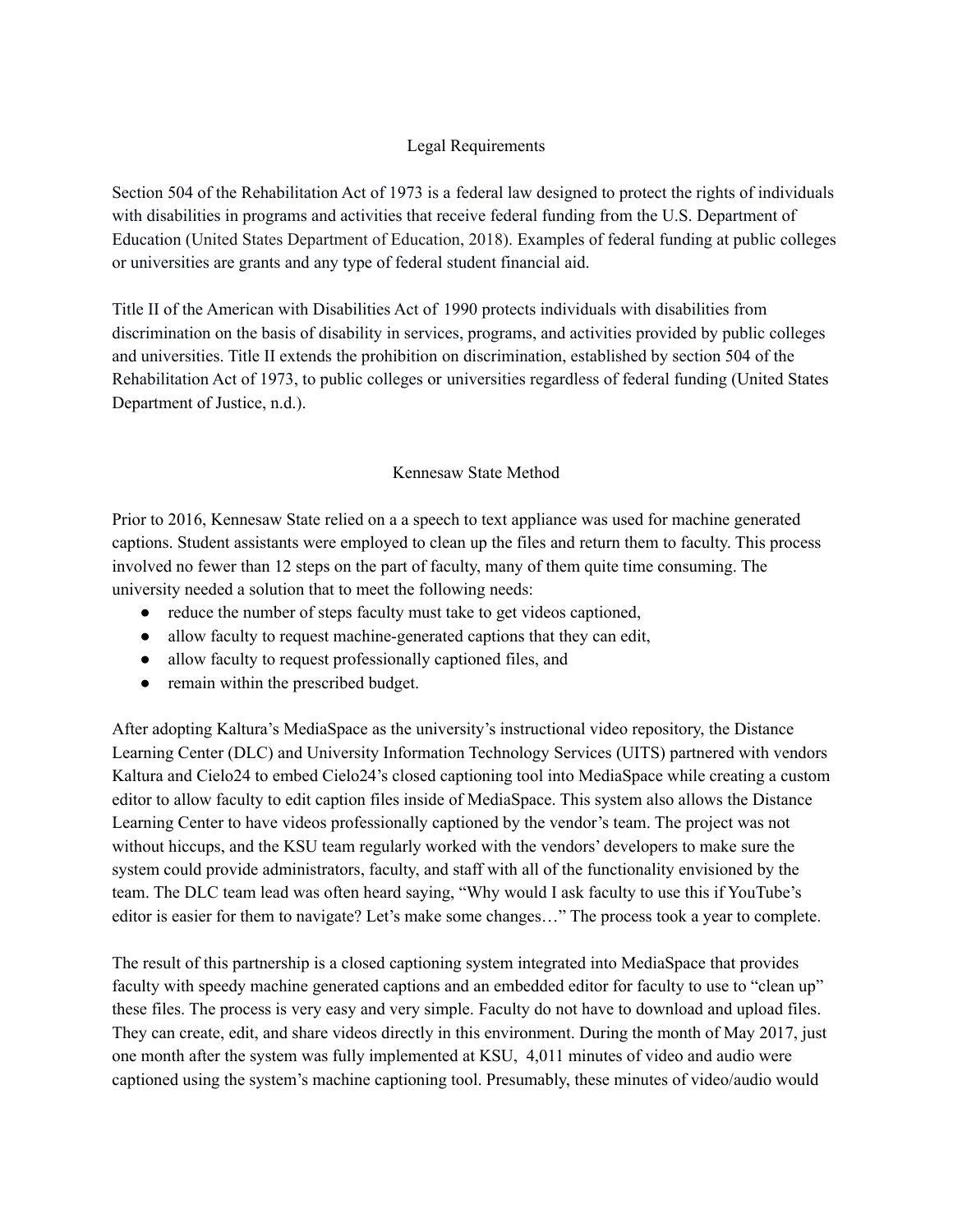## Legal Requirements

Section 504 of the Rehabilitation Act of 1973 is a federal law designed to protect the rights of individuals with disabilities in programs and activities that receive federal funding from the U.S. Department of Education (United States Department of Education, 2018). Examples of federal funding at public colleges or universities are grants and any type of federal student financial aid.

Title II of the American with Disabilities Act of 1990 protects individuals with disabilities from discrimination on the basis of disability in services, programs, and activities provided by public colleges and universities. Title II extends the prohibition on discrimination, established by section 504 of the Rehabilitation Act of 1973, to public colleges or universities regardless of federal funding (United States Department of Justice, n.d.).

## Kennesaw State Method

Prior to 2016, Kennesaw State relied on a a speech to text appliance was used for machine generated captions. Student assistants were employed to clean up the files and return them to faculty. This process involved no fewer than 12 steps on the part of faculty, many of them quite time consuming. The university needed a solution that to meet the following needs:

- reduce the number of steps faculty must take to get videos captioned,
- allow faculty to request machine-generated captions that they can edit,
- allow faculty to request professionally captioned files, and
- remain within the prescribed budget.

After adopting Kaltura's MediaSpace as the university's instructional video repository, the Distance Learning Center (DLC) and University Information Technology Services (UITS) partnered with vendors Kaltura and Cielo24 to embed Cielo24's closed captioning tool into MediaSpace while creating a custom editor to allow faculty to edit caption files inside of MediaSpace. This system also allows the Distance Learning Center to have videos professionally captioned by the vendor's team. The project was not without hiccups, and the KSU team regularly worked with the vendors' developers to make sure the system could provide administrators, faculty, and staff with all of the functionality envisioned by the team. The DLC team lead was often heard saying, "Why would I ask faculty to use this if YouTube's editor is easier for them to navigate? Let's make some changes…" The process took a year to complete.

The result of this partnership is a closed captioning system integrated into MediaSpace that provides faculty with speedy machine generated captions and an embedded editor for faculty to use to "clean up" these files. The process is very easy and very simple. Faculty do not have to download and upload files. They can create, edit, and share videos directly in this environment. During the month of May 2017, just one month after the system was fully implemented at KSU, 4,011 minutes of video and audio were captioned using the system's machine captioning tool. Presumably, these minutes of video/audio would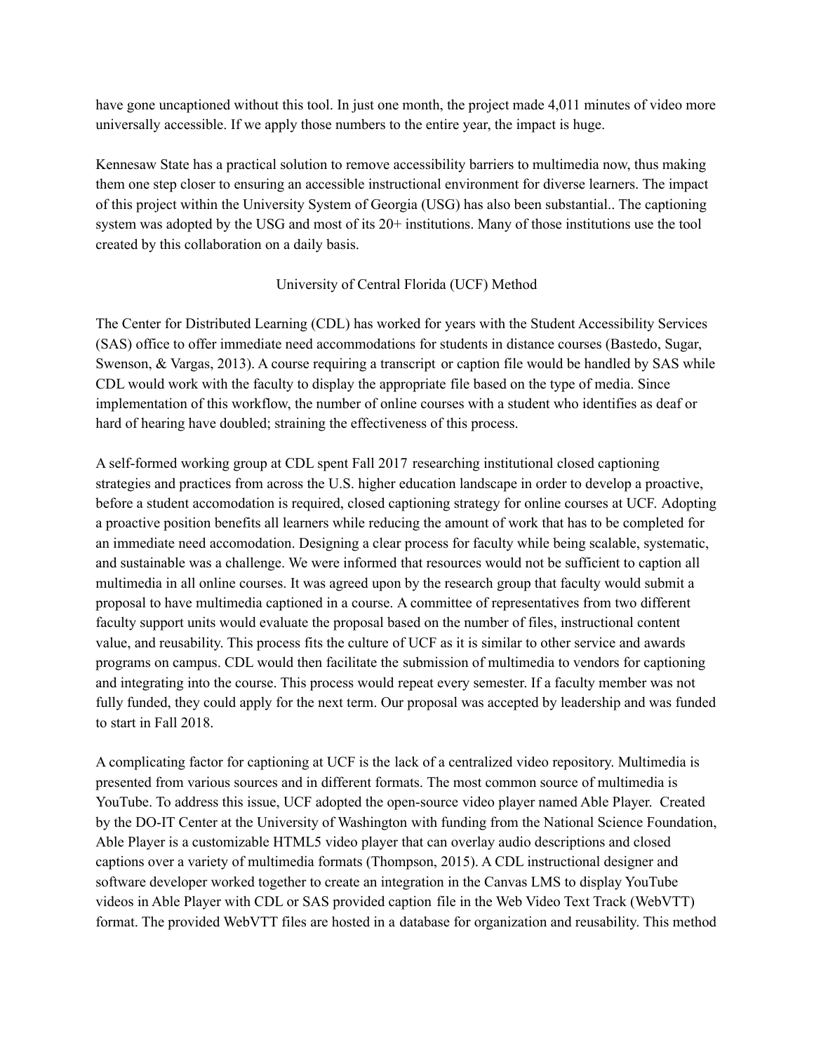have gone uncaptioned without this tool. In just one month, the project made 4,011 minutes of video more universally accessible. If we apply those numbers to the entire year, the impact is huge.

Kennesaw State has a practical solution to remove accessibility barriers to multimedia now, thus making them one step closer to ensuring an accessible instructional environment for diverse learners. The impact of this project within the University System of Georgia (USG) has also been substantial.. The captioning system was adopted by the USG and most of its 20+ institutions. Many of those institutions use the tool created by this collaboration on a daily basis.

## University of Central Florida (UCF) Method

The Center for Distributed Learning (CDL) has worked for years with the Student Accessibility Services (SAS) office to offer immediate need accommodations for students in distance courses (Bastedo, Sugar, Swenson, & Vargas, 2013). A course requiring a transcript or caption file would be handled by SAS while CDL would work with the faculty to display the appropriate file based on the type of media. Since implementation of this workflow, the number of online courses with a student who identifies as deaf or hard of hearing have doubled; straining the effectiveness of this process.

A self-formed working group at CDL spent Fall 2017 researching institutional closed captioning strategies and practices from across the U.S. higher education landscape in order to develop a proactive, before a student accomodation is required, closed captioning strategy for online courses at UCF. Adopting a proactive position benefits all learners while reducing the amount of work that has to be completed for an immediate need accomodation. Designing a clear process for faculty while being scalable, systematic, and sustainable was a challenge. We were informed that resources would not be sufficient to caption all multimedia in all online courses. It was agreed upon by the research group that faculty would submit a proposal to have multimedia captioned in a course. A committee of representatives from two different faculty support units would evaluate the proposal based on the number of files, instructional content value, and reusability. This process fits the culture of UCF as it is similar to other service and awards programs on campus. CDL would then facilitate the submission of multimedia to vendors for captioning and integrating into the course. This process would repeat every semester. If a faculty member was not fully funded, they could apply for the next term. Our proposal was accepted by leadership and was funded to start in Fall 2018.

A complicating factor for captioning at UCF is the lack of a centralized video repository. Multimedia is presented from various sources and in different formats. The most common source of multimedia is YouTube. To address this issue, UCF adopted the open-source video player named Able Player. Created by the DO-IT Center at the University of Washington with funding from the National Science Foundation, Able Player is a customizable HTML5 video player that can overlay audio descriptions and closed captions over a variety of multimedia formats (Thompson, 2015). A CDL instructional designer and software developer worked together to create an integration in the Canvas LMS to display YouTube videos in Able Player with CDL or SAS provided caption file in the Web Video Text Track (WebVTT) format. The provided WebVTT files are hosted in a database for organization and reusability. This method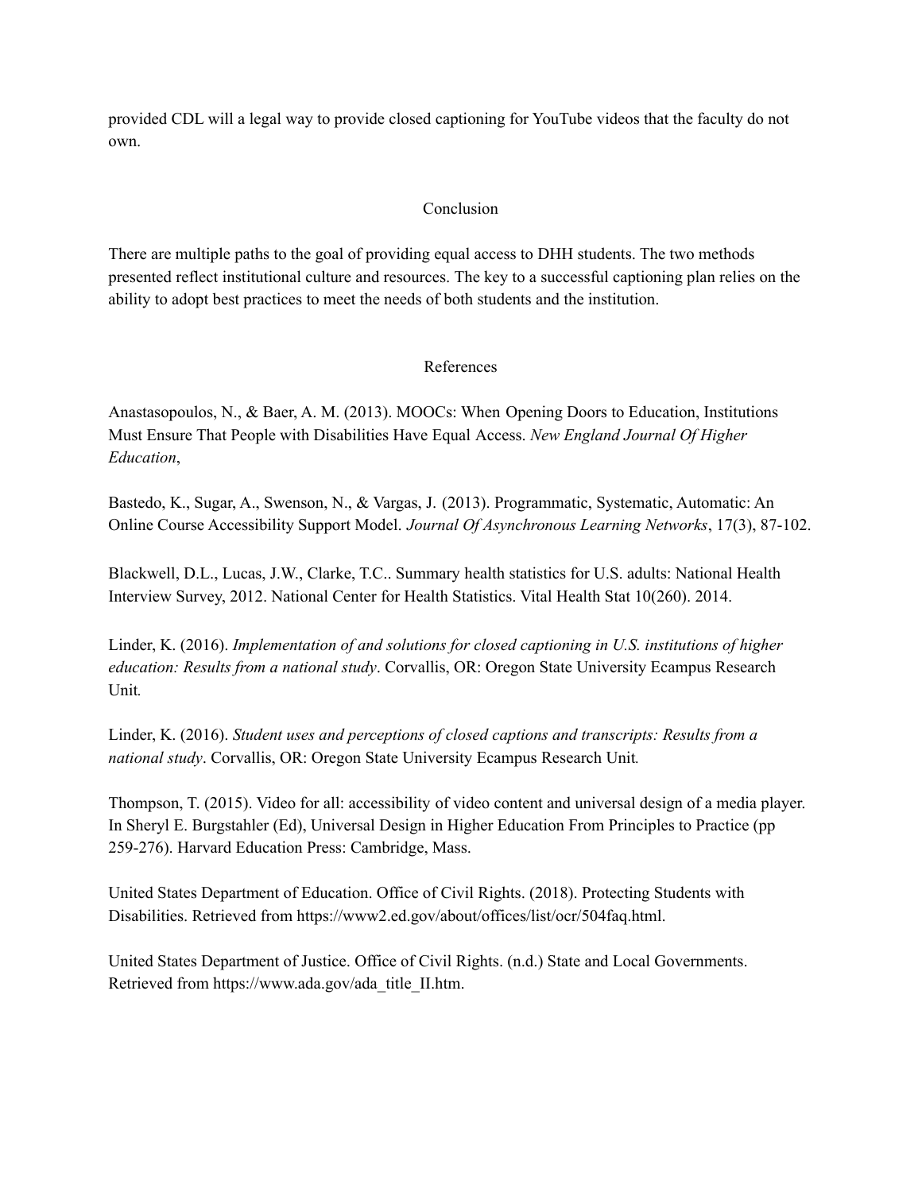provided CDL will a legal way to provide closed captioning for YouTube videos that the faculty do not own.

## Conclusion

There are multiple paths to the goal of providing equal access to DHH students. The two methods presented reflect institutional culture and resources. The key to a successful captioning plan relies on the ability to adopt best practices to meet the needs of both students and the institution.

## References

Anastasopoulos, N., & Baer, A. M. (2013). MOOCs: When Opening Doors to Education, Institutions Must Ensure That People with Disabilities Have Equal Access. *New England Journal Of Higher Education*,

Bastedo, K., Sugar, A., Swenson, N., & Vargas, J. (2013). Programmatic, Systematic, Automatic: An Online Course Accessibility Support Model. *Journal Of Asynchronous Learning Networks*, 17(3), 87-102.

Blackwell, D.L., Lucas, J.W., Clarke, T.C.. Summary health statistics for U.S. adults: National Health Interview Survey, 2012. National Center for Health Statistics. Vital Health Stat 10(260). 2014.

Linder, K. (2016). *Implementation of and solutions for closed captioning in U.S. institutions of higher education: Results from a national study*. Corvallis, OR: Oregon State University Ecampus Research Unit.

Linder, K. (2016). *Student uses and perceptions of closed captions and transcripts: Results from a national study*. Corvallis, OR: Oregon State University Ecampus Research Unit.

Thompson, T. (2015). Video for all: accessibility of video content and universal design of a media player. In Sheryl E. Burgstahler (Ed), Universal Design in Higher Education From Principles to Practice (pp 259-276). Harvard Education Press: Cambridge, Mass.

United States Department of Education. Office of Civil Rights. (2018). Protecting Students with Disabilities. Retrieved from https://www2.ed.gov/about/offices/list/ocr/504faq.html.

United States Department of Justice. Office of Civil Rights. (n.d.) State and Local Governments. Retrieved from https://www.ada.gov/ada_title_II.htm.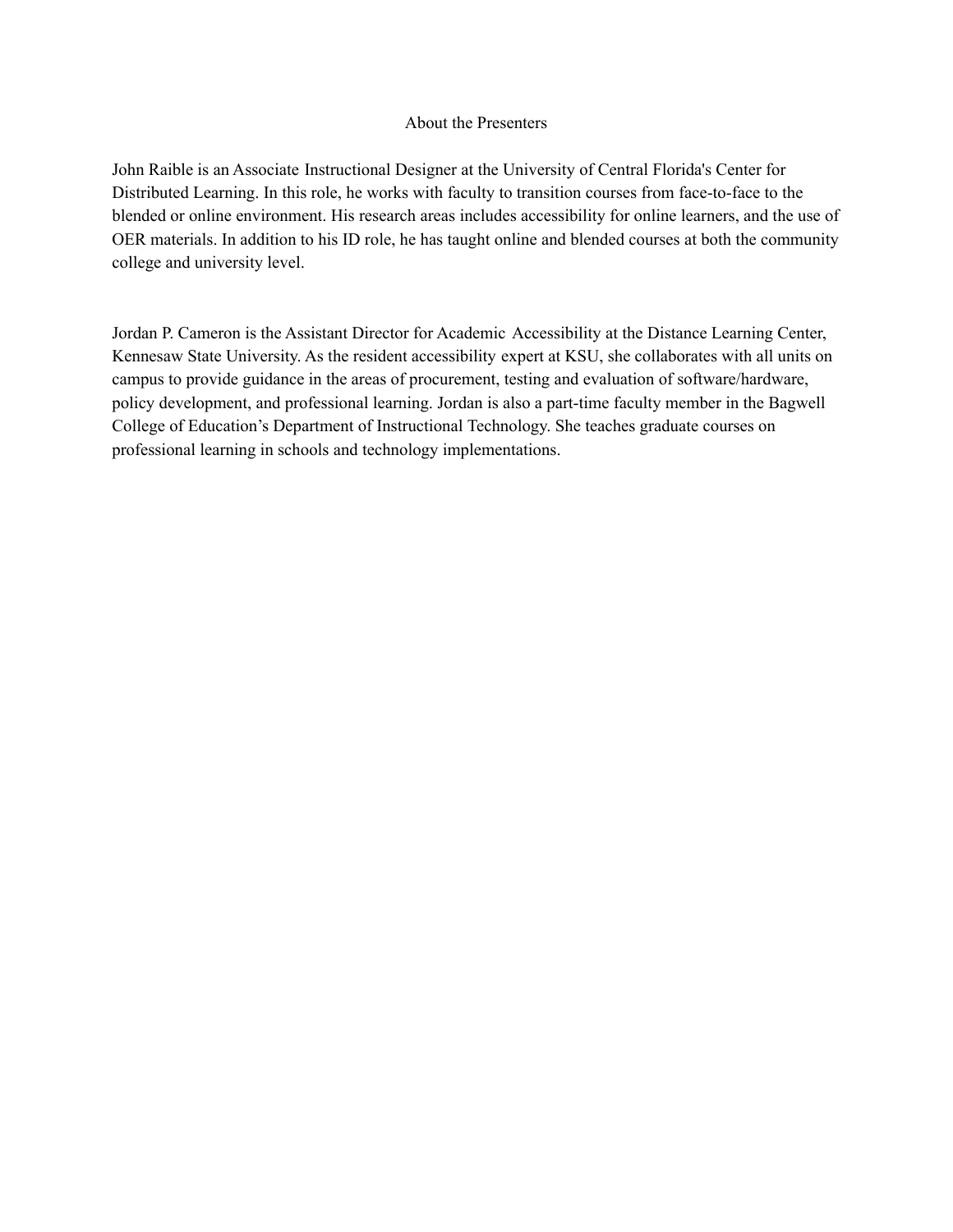## About the Presenters

John Raible is an Associate Instructional Designer at the University of Central Florida's Center for Distributed Learning. In this role, he works with faculty to transition courses from face-to-face to the blended or online environment. His research areas includes accessibility for online learners, and the use of OER materials. In addition to his ID role, he has taught online and blended courses at both the community college and university level.

Jordan P. Cameron is the Assistant Director for Academic Accessibility at the Distance Learning Center, Kennesaw State University. As the resident accessibility expert at KSU, she collaborates with all units on campus to provide guidance in the areas of procurement, testing and evaluation of software/hardware, policy development, and professional learning. Jordan is also a part-time faculty member in the Bagwell College of Education's Department of Instructional Technology. She teaches graduate courses on professional learning in schools and technology implementations.